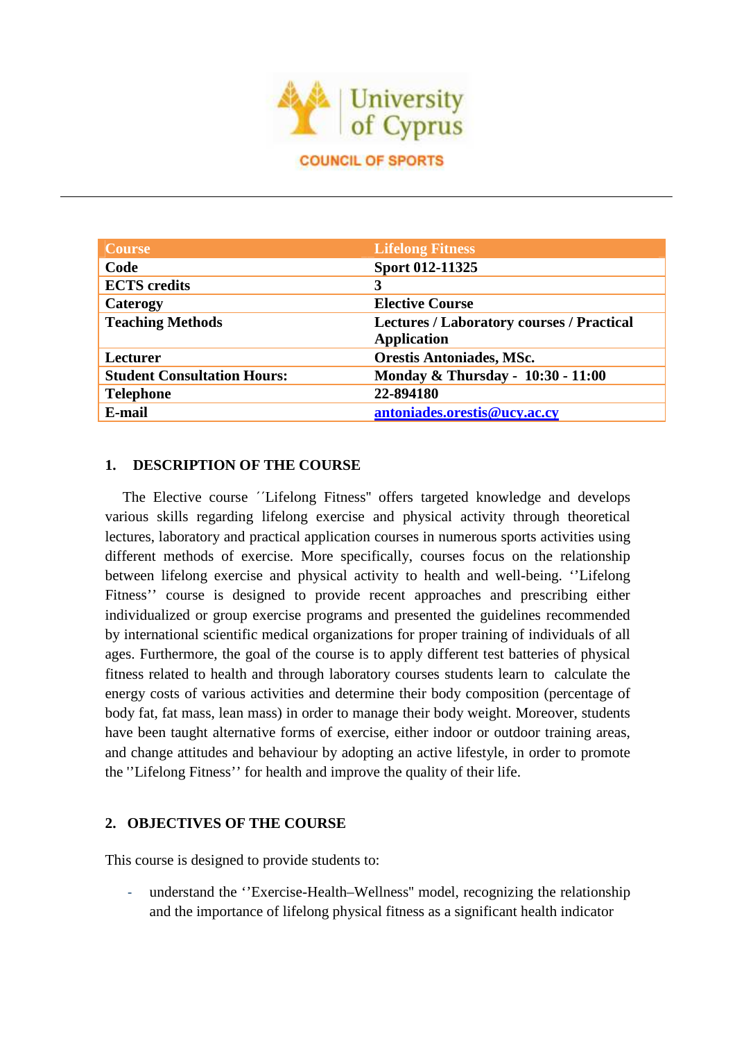University of Cyprus

COUNCIL OF SPORTS

---

| Course | Lifelong Fitness |
|---|---|
| Code | Sport 012-11325 |
| ECTS credits | 3 |
| Caterogy | Elective Course |
| Teaching Methods | Lectures / Laboratory courses / Practical Application |
| Lecturer | Orestis Antoniades, MSc. |
| Student Consultation Hours: | Monday & Thursday - 10:30 - 11:00 |
| Telephone | 22-894180 |
| E-mail | antoniades.orestis@ucy.ac.cy |

## 1. DESCRIPTION OF THE COURSE

The Elective course ´´Lifelong Fitness'' offers targeted knowledge and develops various skills regarding lifelong exercise and physical activity through theoretical lectures, laboratory and practical application courses in numerous sports activities using different methods of exercise. More specifically, courses focus on the relationship between lifelong exercise and physical activity to health and well-being. ''Lifelong Fitness'' course is designed to provide recent approaches and prescribing either individualized or group exercise programs and presented the guidelines recommended by international scientific medical organizations for proper training of individuals of all ages. Furthermore, the goal of the course is to apply different test batteries of physical fitness related to health and through laboratory courses students learn to calculate the energy costs of various activities and determine their body composition (percentage of body fat, fat mass, lean mass) in order to manage their body weight. Moreover, students have been taught alternative forms of exercise, either indoor or outdoor training areas, and change attitudes and behaviour by adopting an active lifestyle, in order to promote the ''Lifelong Fitness'' for health and improve the quality of their life.

## 2. OBJECTIVES OF THE COURSE

This course is designed to provide students to:

- understand the ''Exercise-Health–Wellness'' model, recognizing the relationship and the importance of lifelong physical fitness as a significant health indicator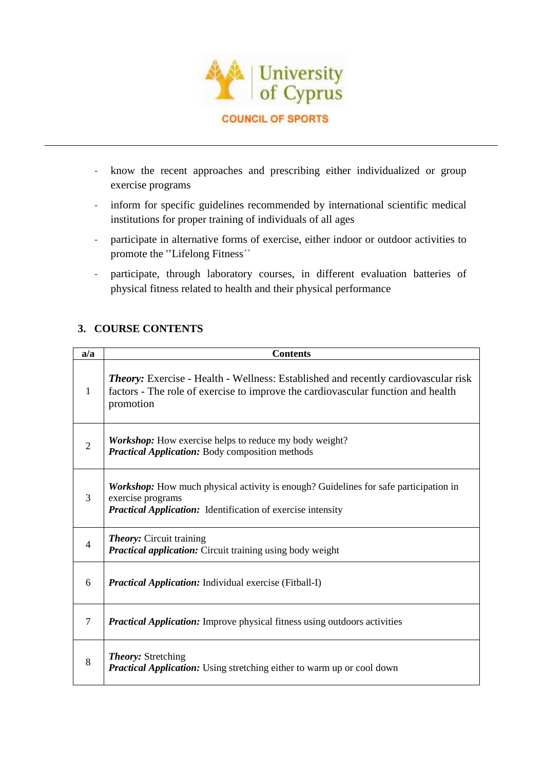- know the recent approaches and prescribing either individualized or group exercise programs
- inform for specific guidelines recommended by international scientific medical institutions for proper training of individuals of all ages
- participate in alternative forms of exercise, either indoor or outdoor activities to promote the ''Lifelong Fitness´´
- participate, through laboratory courses, in different evaluation batteries of physical fitness related to health and their physical performance

## 3. COURSE CONTENTS

| a/a | Contents |
|---|---|
| 1 | ***Theory:*** Exercise - Health - Wellness: Established and recently cardiovascular risk factors - The role of exercise to improve the cardiovascular function and health promotion |
| 2 | ***Workshop:*** How exercise helps to reduce my body weight?<br>***Practical Application:*** Body composition methods |
| 3 | ***Workshop:*** How much physical activity is enough? Guidelines for safe participation in exercise programs<br>***Practical Application:*** Identification of exercise intensity |
| 4 | ***Theory:*** Circuit training<br>***Practical application:*** Circuit training using body weight |
| 6 | ***Practical Application:*** Individual exercise (Fitball-I) |
| 7 | ***Practical Application:*** Improve physical fitness using outdoors activities |
| 8 | ***Theory:*** Stretching<br>***Practical Application:*** Using stretching either to warm up or cool down |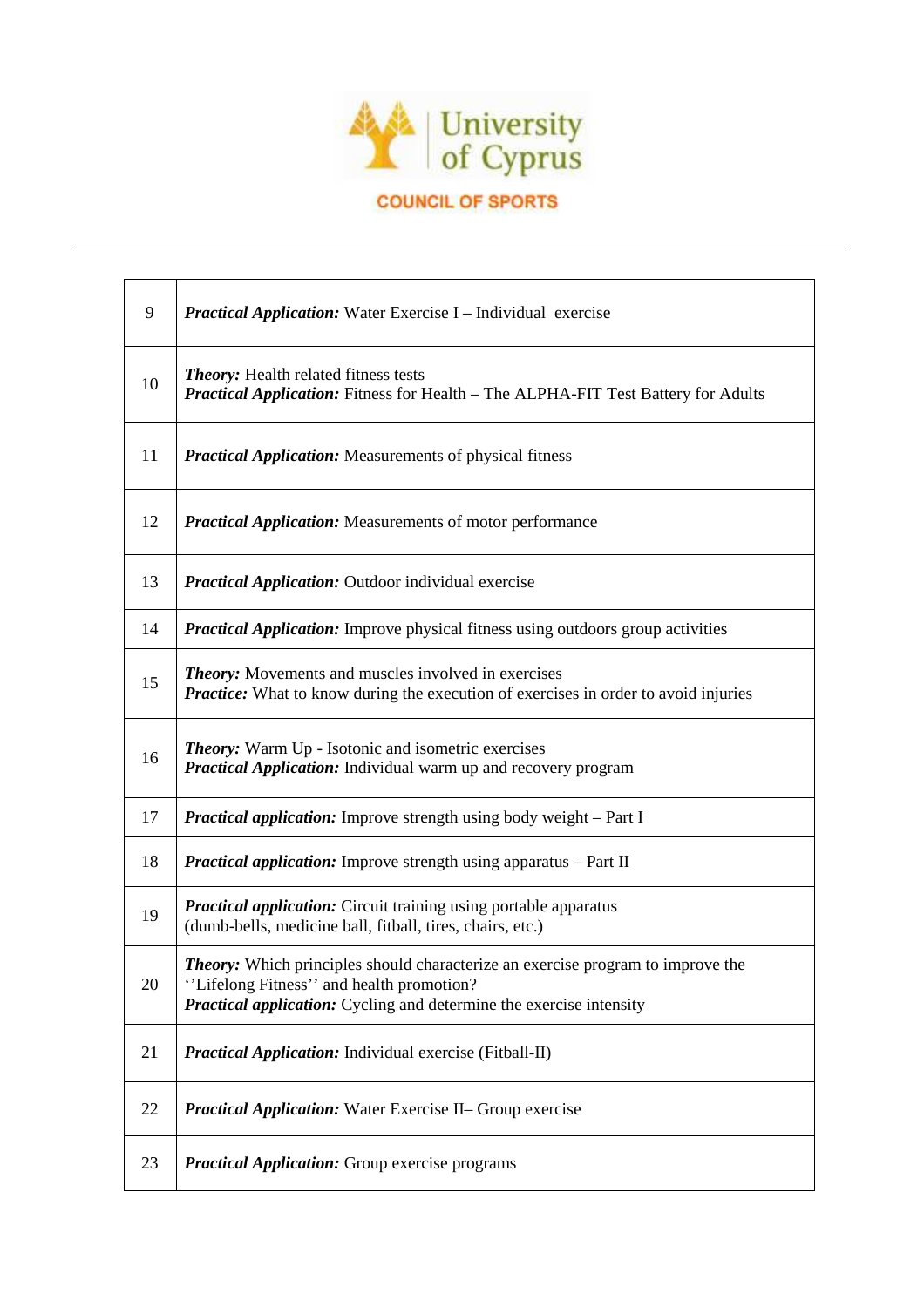| | |
|---|---|
| 9 | ***Practical Application:*** Water Exercise I – Individual exercise |
| 10 | ***Theory:*** Health related fitness tests<br>***Practical Application:*** Fitness for Health – The ALPHA-FIT Test Battery for Adults |
| 11 | ***Practical Application:*** Measurements of physical fitness |
| 12 | ***Practical Application:*** Measurements of motor performance |
| 13 | ***Practical Application:*** Outdoor individual exercise |
| 14 | ***Practical Application:*** Improve physical fitness using outdoors group activities |
| 15 | ***Theory:*** Movements and muscles involved in exercises<br>***Practice:*** What to know during the execution of exercises in order to avoid injuries |
| 16 | ***Theory:*** Warm Up - Isotonic and isometric exercises<br>***Practical Application:*** Individual warm up and recovery program |
| 17 | ***Practical application:*** Improve strength using body weight – Part I |
| 18 | ***Practical application:*** Improve strength using apparatus – Part II |
| 19 | ***Practical application:*** Circuit training using portable apparatus<br>(dumb-bells, medicine ball, fitball, tires, chairs, etc.) |
| 20 | ***Theory:*** Which principles should characterize an exercise program to improve the ''Lifelong Fitness'' and health promotion?<br>***Practical application:*** Cycling and determine the exercise intensity |
| 21 | ***Practical Application:*** Individual exercise (Fitball-II) |
| 22 | ***Practical Application:*** Water Exercise II– Group exercise |
| 23 | ***Practical Application:*** Group exercise programs |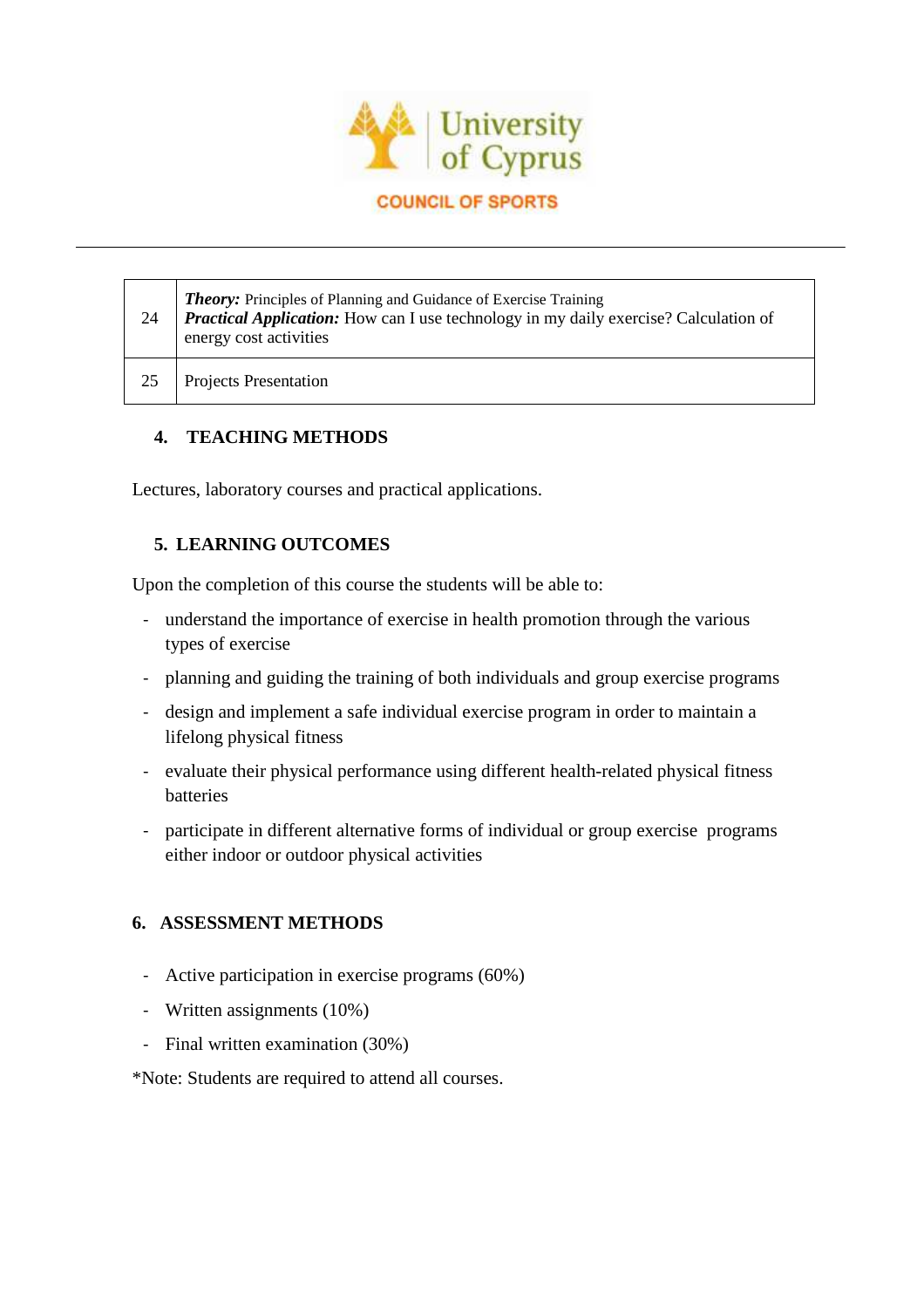| | |
|---|---|
| 24 | ***Theory:*** Principles of Planning and Guidance of Exercise Training<br>***Practical Application:*** How can I use technology in my daily exercise? Calculation of energy cost activities |
| 25 | Projects Presentation |

## 4. TEACHING METHODS

Lectures, laboratory courses and practical applications.

## 5. LEARNING OUTCOMES

Upon the completion of this course the students will be able to:

- understand the importance of exercise in health promotion through the various types of exercise
- planning and guiding the training of both individuals and group exercise programs
- design and implement a safe individual exercise program in order to maintain a lifelong physical fitness
- evaluate their physical performance using different health-related physical fitness batteries
- participate in different alternative forms of individual or group exercise programs either indoor or outdoor physical activities

## 6. ASSESSMENT METHODS

- Active participation in exercise programs (60%)
- Written assignments (10%)
- Final written examination (30%)

*Note: Students are required to attend all courses.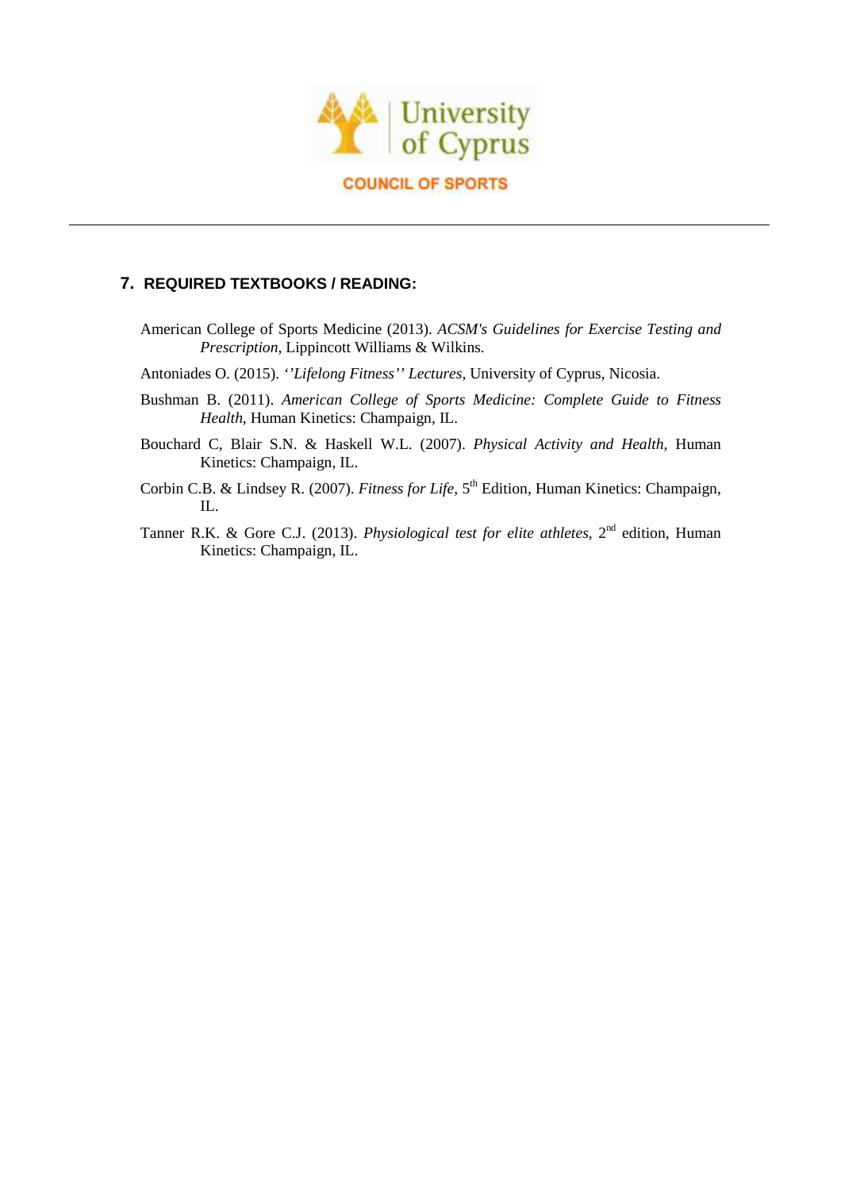## 7. REQUIRED TEXTBOOKS / READING:

American College of Sports Medicine (2013). *ACSM's Guidelines for Exercise Testing and Prescription*, Lippincott Williams & Wilkins.

Antoniades O. (2015). *''Lifelong Fitness'' Lectures*, University of Cyprus, Nicosia.

Bushman B. (2011). *American College of Sports Medicine: Complete Guide to Fitness Health*, Human Kinetics: Champaign, IL.

Bouchard C, Blair S.N. & Haskell W.L. (2007). *Physical Activity and Health*, Human Kinetics: Champaign, IL.

Corbin C.B. & Lindsey R. (2007). *Fitness for Life*, 5th Edition, Human Kinetics: Champaign, IL.

Tanner R.K. & Gore C.J. (2013). *Physiological test for elite athletes*, 2nd edition, Human Kinetics: Champaign, IL.